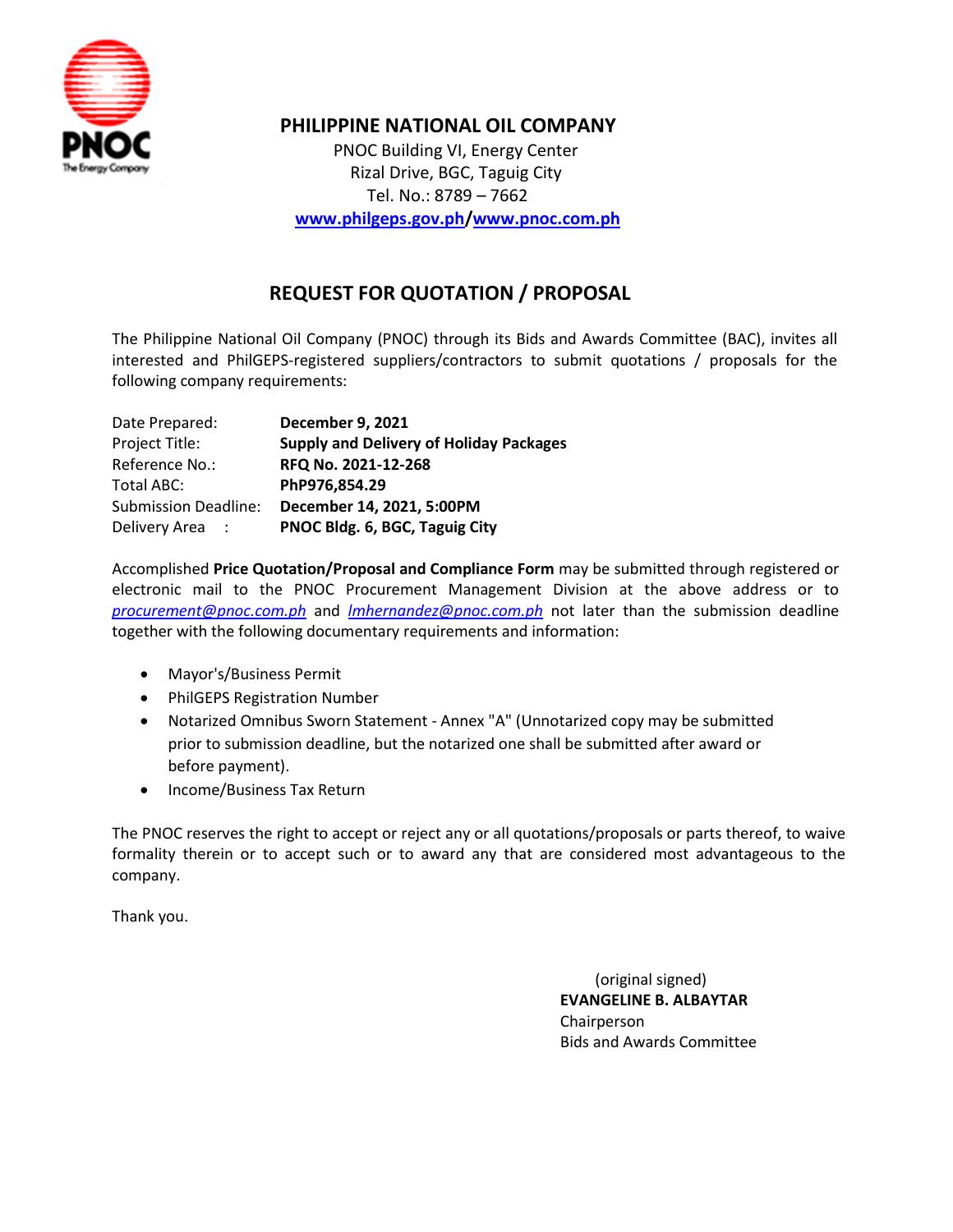# PHILIPPINE NATIONAL OIL COMPANY

PNOC Building VI, Energy Center
Rizal Drive, BGC, Taguig City
Tel. No.: 8789 – 7662
**www.philgeps.gov.ph/www.pnoc.com.ph**

## REQUEST FOR QUOTATION / PROPOSAL

The Philippine National Oil Company (PNOC) through its Bids and Awards Committee (BAC), invites all interested and PhilGEPS-registered suppliers/contractors to submit quotations / proposals for the following company requirements:

| | |
|---|---|
| Date Prepared: | **December 9, 2021** |
| Project Title: | **Supply and Delivery of Holiday Packages** |
| Reference No.: | **RFQ No. 2021-12-268** |
| Total ABC: | **PhP976,854.29** |
| Submission Deadline: | **December 14, 2021, 5:00PM** |
| Delivery Area : | **PNOC Bldg. 6, BGC, Taguig City** |

Accomplished **Price Quotation/Proposal and Compliance Form** may be submitted through registered or electronic mail to the PNOC Procurement Management Division at the above address or to *procurement@pnoc.com.ph* and *lmhernandez@pnoc.com.ph* not later than the submission deadline together with the following documentary requirements and information:

- Mayor's/Business Permit
- PhilGEPS Registration Number
- Notarized Omnibus Sworn Statement - Annex "A" (Unnotarized copy may be submitted prior to submission deadline, but the notarized one shall be submitted after award or before payment).
- Income/Business Tax Return

The PNOC reserves the right to accept or reject any or all quotations/proposals or parts thereof, to waive formality therein or to accept such or to award any that are considered most advantageous to the company.

Thank you.

(original signed)
**EVANGELINE B. ALBAYTAR**
Chairperson
Bids and Awards Committee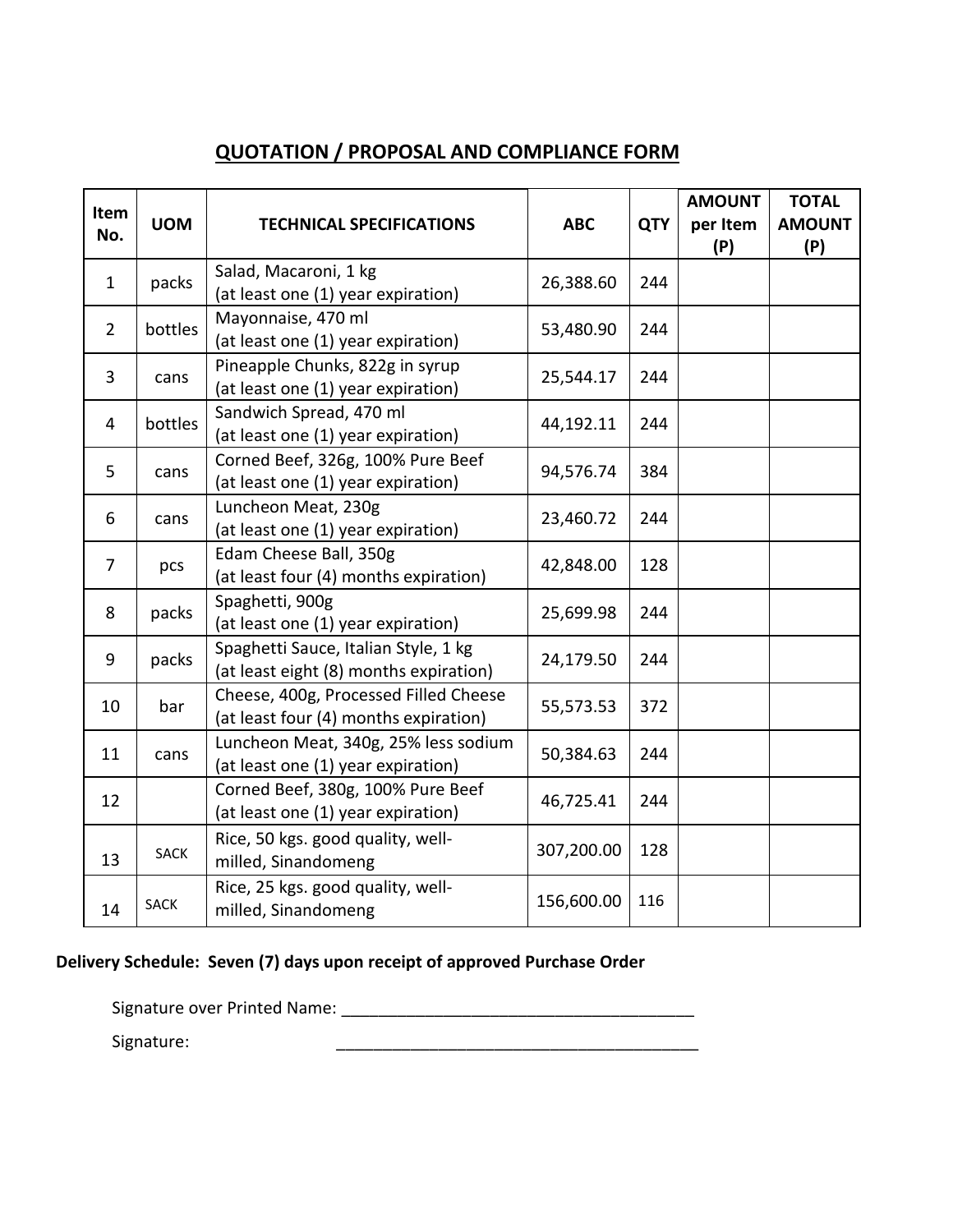## QUOTATION / PROPOSAL AND COMPLIANCE FORM

| Item No. | UOM | TECHNICAL SPECIFICATIONS | ABC | QTY | AMOUNT per Item (P) | TOTAL AMOUNT (P) |
|---|---|---|---|---|---|---|
| 1 | packs | Salad, Macaroni, 1 kg (at least one (1) year expiration) | 26,388.60 | 244 | | |
| 2 | bottles | Mayonnaise, 470 ml (at least one (1) year expiration) | 53,480.90 | 244 | | |
| 3 | cans | Pineapple Chunks, 822g in syrup (at least one (1) year expiration) | 25,544.17 | 244 | | |
| 4 | bottles | Sandwich Spread, 470 ml (at least one (1) year expiration) | 44,192.11 | 244 | | |
| 5 | cans | Corned Beef, 326g, 100% Pure Beef (at least one (1) year expiration) | 94,576.74 | 384 | | |
| 6 | cans | Luncheon Meat, 230g (at least one (1) year expiration) | 23,460.72 | 244 | | |
| 7 | pcs | Edam Cheese Ball, 350g (at least four (4) months expiration) | 42,848.00 | 128 | | |
| 8 | packs | Spaghetti, 900g (at least one (1) year expiration) | 25,699.98 | 244 | | |
| 9 | packs | Spaghetti Sauce, Italian Style, 1 kg (at least eight (8) months expiration) | 24,179.50 | 244 | | |
| 10 | bar | Cheese, 400g, Processed Filled Cheese (at least four (4) months expiration) | 55,573.53 | 372 | | |
| 11 | cans | Luncheon Meat, 340g, 25% less sodium (at least one (1) year expiration) | 50,384.63 | 244 | | |
| 12 | | Corned Beef, 380g, 100% Pure Beef (at least one (1) year expiration) | 46,725.41 | 244 | | |
| 13 | SACK | Rice, 50 kgs. good quality, well-milled, Sinandomeng | 307,200.00 | 128 | | |
| 14 | SACK | Rice, 25 kgs. good quality, well-milled, Sinandomeng | 156,600.00 | 116 | | |

**Delivery Schedule: Seven (7) days upon receipt of approved Purchase Order**

Signature over Printed Name: _______________________________________

Signature: _______________________________________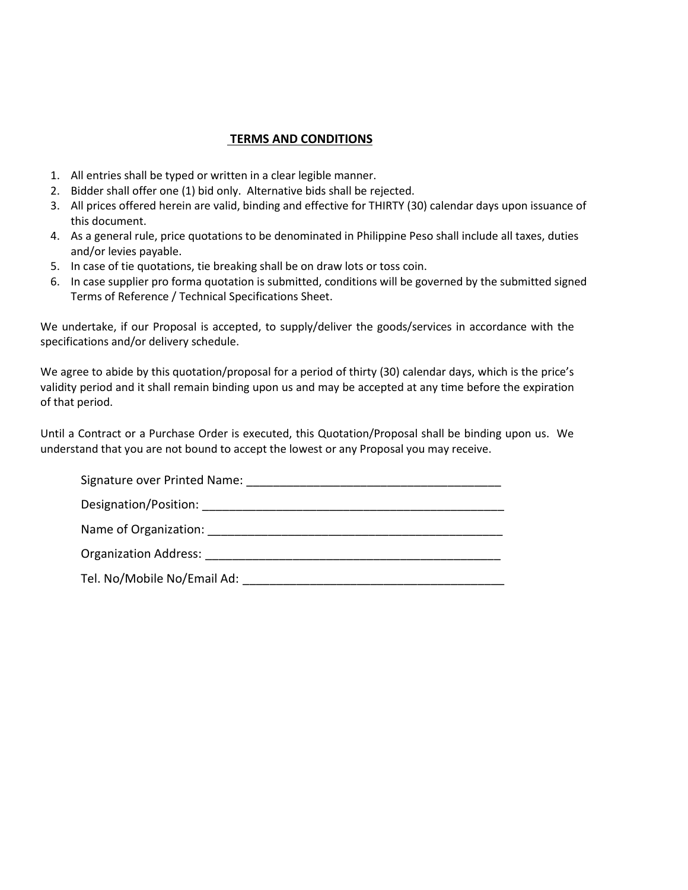## TERMS AND CONDITIONS

1. All entries shall be typed or written in a clear legible manner.
2. Bidder shall offer one (1) bid only. Alternative bids shall be rejected.
3. All prices offered herein are valid, binding and effective for THIRTY (30) calendar days upon issuance of this document.
4. As a general rule, price quotations to be denominated in Philippine Peso shall include all taxes, duties and/or levies payable.
5. In case of tie quotations, tie breaking shall be on draw lots or toss coin.
6. In case supplier pro forma quotation is submitted, conditions will be governed by the submitted signed Terms of Reference / Technical Specifications Sheet.

We undertake, if our Proposal is accepted, to supply/deliver the goods/services in accordance with the specifications and/or delivery schedule.

We agree to abide by this quotation/proposal for a period of thirty (30) calendar days, which is the price's validity period and it shall remain binding upon us and may be accepted at any time before the expiration of that period.

Until a Contract or a Purchase Order is executed, this Quotation/Proposal shall be binding upon us. We understand that you are not bound to accept the lowest or any Proposal you may receive.

Signature over Printed Name: ________________________________________

Designation/Position: ________________________________________________

Name of Organization: _______________________________________________

Organization Address: ________________________________________________

Tel. No/Mobile No/Email Ad: _________________________________________